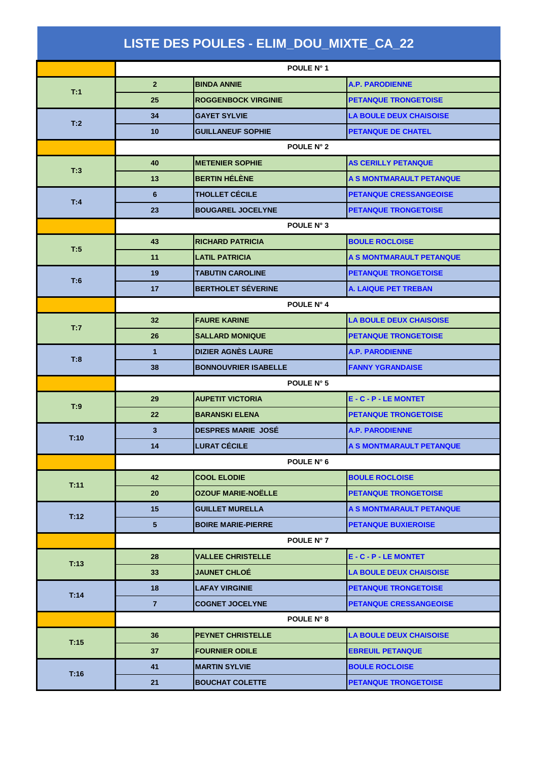# LISTE DES POULES - ELIM_DOU_MIXTE_CA_22

| | | | |
|---|---|---|---|
| | POULE N° 1 | | |
| T:1 | 2 | BINDA ANNIE | A.P. PARODIENNE |
| | 25 | ROGGENBOCK VIRGINIE | PETANQUE TRONGETOISE |
| T:2 | 34 | GAYET SYLVIE | LA BOULE DEUX CHAISOISE |
| | 10 | GUILLANEUF SOPHIE | PETANQUE DE CHATEL |
| | POULE N° 2 | | |
| T:3 | 40 | METENIER SOPHIE | AS CERILLY PETANQUE |
| | 13 | BERTIN HÉLÈNE | A S MONTMARAULT PETANQUE |
| T:4 | 6 | THOLLET CÉCILE | PETANQUE CRESSANGEOISE |
| | 23 | BOUGAREL JOCELYNE | PETANQUE TRONGETOISE |
| | POULE N° 3 | | |
| T:5 | 43 | RICHARD PATRICIA | BOULE ROCLOISE |
| | 11 | LATIL PATRICIA | A S MONTMARAULT PETANQUE |
| T:6 | 19 | TABUTIN CAROLINE | PETANQUE TRONGETOISE |
| | 17 | BERTHOLET SÉVERINE | A. LAIQUE PET TREBAN |
| | POULE N° 4 | | |
| T:7 | 32 | FAURE KARINE | LA BOULE DEUX CHAISOISE |
| | 26 | SALLARD MONIQUE | PETANQUE TRONGETOISE |
| T:8 | 1 | DIZIER AGNÈS LAURE | A.P. PARODIENNE |
| | 38 | BONNOUVRIER ISABELLE | FANNY YGRANDAISE |
| | POULE N° 5 | | |
| T:9 | 29 | AUPETIT VICTORIA | E - C - P - LE MONTET |
| | 22 | BARANSKI ELENA | PETANQUE TRONGETOISE |
| T:10 | 3 | DESPRES MARIE JOSÉ | A.P. PARODIENNE |
| | 14 | LURAT CÉCILE | A S MONTMARAULT PETANQUE |
| | POULE N° 6 | | |
| T:11 | 42 | COOL ELODIE | BOULE ROCLOISE |
| | 20 | OZOUF MARIE-NOËLLE | PETANQUE TRONGETOISE |
| T:12 | 15 | GUILLET MURELLA | A S MONTMARAULT PETANQUE |
| | 5 | BOIRE MARIE-PIERRE | PETANQUE BUXIEROISE |
| | POULE N° 7 | | |
| T:13 | 28 | VALLEE CHRISTELLE | E - C - P - LE MONTET |
| | 33 | JAUNET CHLOÉ | LA BOULE DEUX CHAISOISE |
| T:14 | 18 | LAFAY VIRGINIE | PETANQUE TRONGETOISE |
| | 7 | COGNET JOCELYNE | PETANQUE CRESSANGEOISE |
| | POULE N° 8 | | |
| T:15 | 36 | PEYNET CHRISTELLE | LA BOULE DEUX CHAISOISE |
| | 37 | FOURNIER ODILE | EBREUIL PETANQUE |
| T:16 | 41 | MARTIN SYLVIE | BOULE ROCLOISE |
| | 21 | BOUCHAT COLETTE | PETANQUE TRONGETOISE |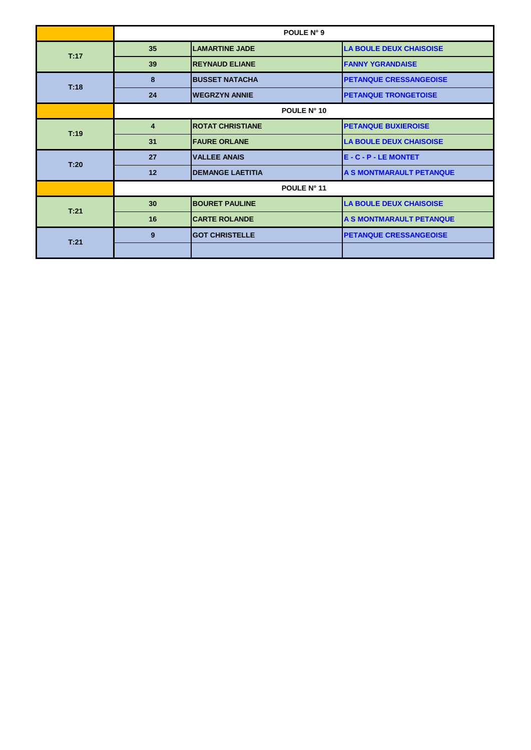| | | | |
|---|---|---|---|
| | POULE N° 9 | | |
| T:17 | 35 | LAMARTINE JADE | LA BOULE DEUX CHAISOISE |
| | 39 | REYNAUD ELIANE | FANNY YGRANDAISE |
| T:18 | 8 | BUSSET NATACHA | PETANQUE CRESSANGEOISE |
| | 24 | WEGRZYN ANNIE | PETANQUE TRONGETOISE |
| | POULE N° 10 | | |
| T:19 | 4 | ROTAT CHRISTIANE | PETANQUE BUXIEROISE |
| | 31 | FAURE ORLANE | LA BOULE DEUX CHAISOISE |
| T:20 | 27 | VALLEE ANAIS | E - C - P - LE MONTET |
| | 12 | DEMANGE LAETITIA | A S MONTMARAULT PETANQUE |
| | POULE N° 11 | | |
| T:21 | 30 | BOURET PAULINE | LA BOULE DEUX CHAISOISE |
| | 16 | CARTE ROLANDE | A S MONTMARAULT PETANQUE |
| T:21 | 9 | GOT CHRISTELLE | PETANQUE CRESSANGEOISE |
| | | | |